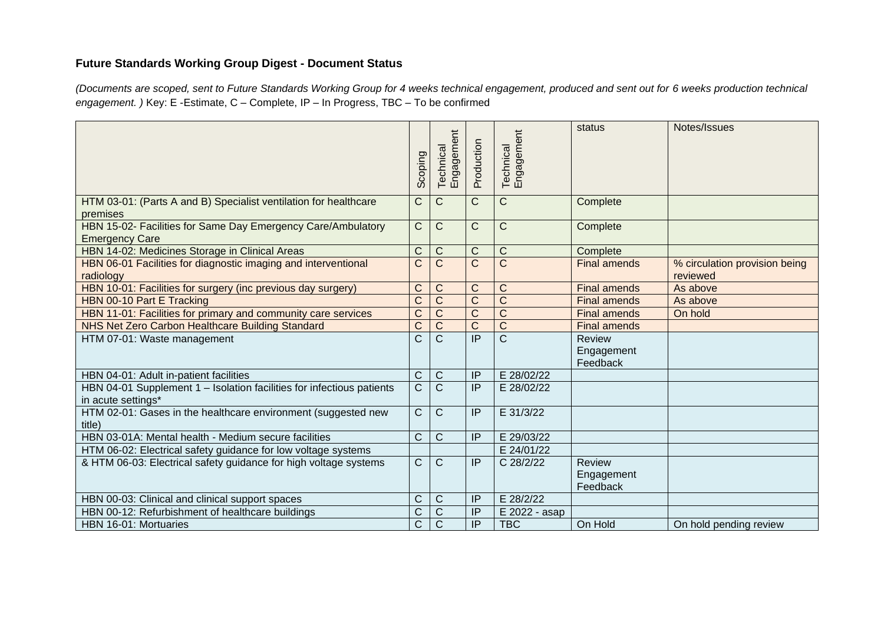**Future Standards Working Group Digest - Document Status**

*(Documents are scoped, sent to Future Standards Working Group for 4 weeks technical engagement, produced and sent out for 6 weeks production technical engagement. )* Key: E -Estimate, C – Complete, IP – In Progress, TBC – To be confirmed

| | Scoping | Technical Engagement | Production | Technical Engagement | status | Notes/Issues |
|---|---|---|---|---|---|---|
| HTM 03-01: (Parts A and B) Specialist ventilation for healthcare premises | C | C | C | C | Complete | |
| HBN 15-02- Facilities for Same Day Emergency Care/Ambulatory Emergency Care | C | C | C | C | Complete | |
| HBN 14-02: Medicines Storage in Clinical Areas | C | C | C | C | Complete | |
| HBN 06-01 Facilities for diagnostic imaging and interventional radiology | C | C | C | C | Final amends | % circulation provision being reviewed |
| HBN 10-01: Facilities for surgery (inc previous day surgery) | C | C | C | C | Final amends | As above |
| HBN 00-10 Part E Tracking | C | C | C | C | Final amends | As above |
| HBN 11-01: Facilities for primary and community care services | C | C | C | C | Final amends | On hold |
| NHS Net Zero Carbon Healthcare Building Standard | C | C | C | C | Final amends | |
| HTM 07-01: Waste management | C | C | IP | C | Review Engagement Feedback | |
| HBN 04-01: Adult in-patient facilities | C | C | IP | E 28/02/22 | | |
| HBN 04-01 Supplement 1 – Isolation facilities for infectious patients in acute settings* | C | C | IP | E 28/02/22 | | |
| HTM 02-01: Gases in the healthcare environment (suggested new title) | C | C | IP | E 31/3/22 | | |
| HBN 03-01A: Mental health - Medium secure facilities | C | C | IP | E 29/03/22 | | |
| HTM 06-02: Electrical safety guidance for low voltage systems | | | | E 24/01/22 | | |
| & HTM 06-03: Electrical safety guidance for high voltage systems | C | C | IP | C 28/2/22 | Review Engagement Feedback | |
| HBN 00-03: Clinical and clinical support spaces | C | C | IP | E 28/2/22 | | |
| HBN 00-12: Refurbishment of healthcare buildings | C | C | IP | E 2022 - asap | | |
| HBN 16-01: Mortuaries | C | C | IP | TBC | On Hold | On hold pending review |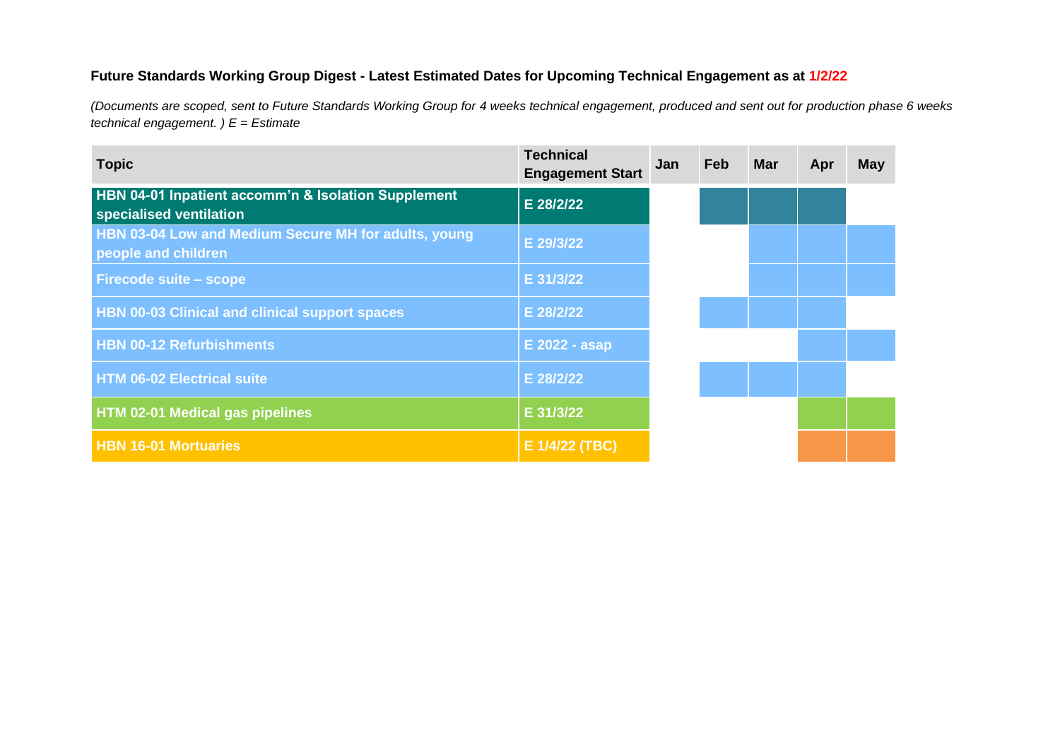**Future Standards Working Group Digest - Latest Estimated Dates for Upcoming Technical Engagement as at 1/2/22**

*(Documents are scoped, sent to Future Standards Working Group for 4 weeks technical engagement, produced and sent out for production phase 6 weeks technical engagement. ) E = Estimate*

| Topic | Technical Engagement Start | Jan | Feb | Mar | Apr | May |
|---|---|---|---|---|---|---|
| HBN 04-01 Inpatient accomm'n & Isolation Supplement specialised ventilation | E 28/2/22 | | | | | |
| HBN 03-04 Low and Medium Secure MH for adults, young people and children | E 29/3/22 | | | | | |
| Firecode suite – scope | E 31/3/22 | | | | | |
| HBN 00-03 Clinical and clinical support spaces | E 28/2/22 | | | | | |
| HBN 00-12 Refurbishments | E 2022 - asap | | | | | |
| HTM 06-02 Electrical suite | E 28/2/22 | | | | | |
| HTM 02-01 Medical gas pipelines | E 31/3/22 | | | | | |
| HBN 16-01 Mortuaries | E 1/4/22 (TBC) | | | | | |